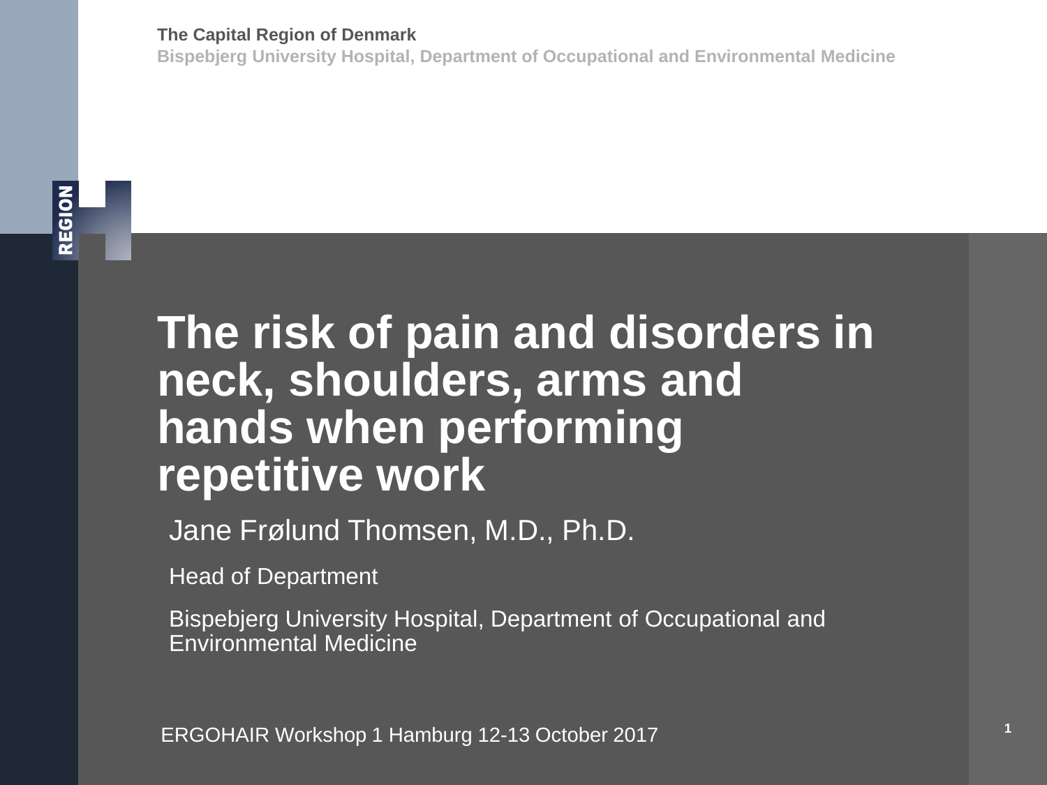The Capital Region of Denmark

Bispebjerg University Hospital, Department of Occupational and Environmental Medicine

# The risk of pain and disorders in neck, shoulders, arms and hands when performing repetitive work

Jane Frølund Thomsen, M.D., Ph.D.

Head of Department

Bispebjerg University Hospital, Department of Occupational and Environmental Medicine

ERGOHAIR Workshop 1 Hamburg 12-13 October 2017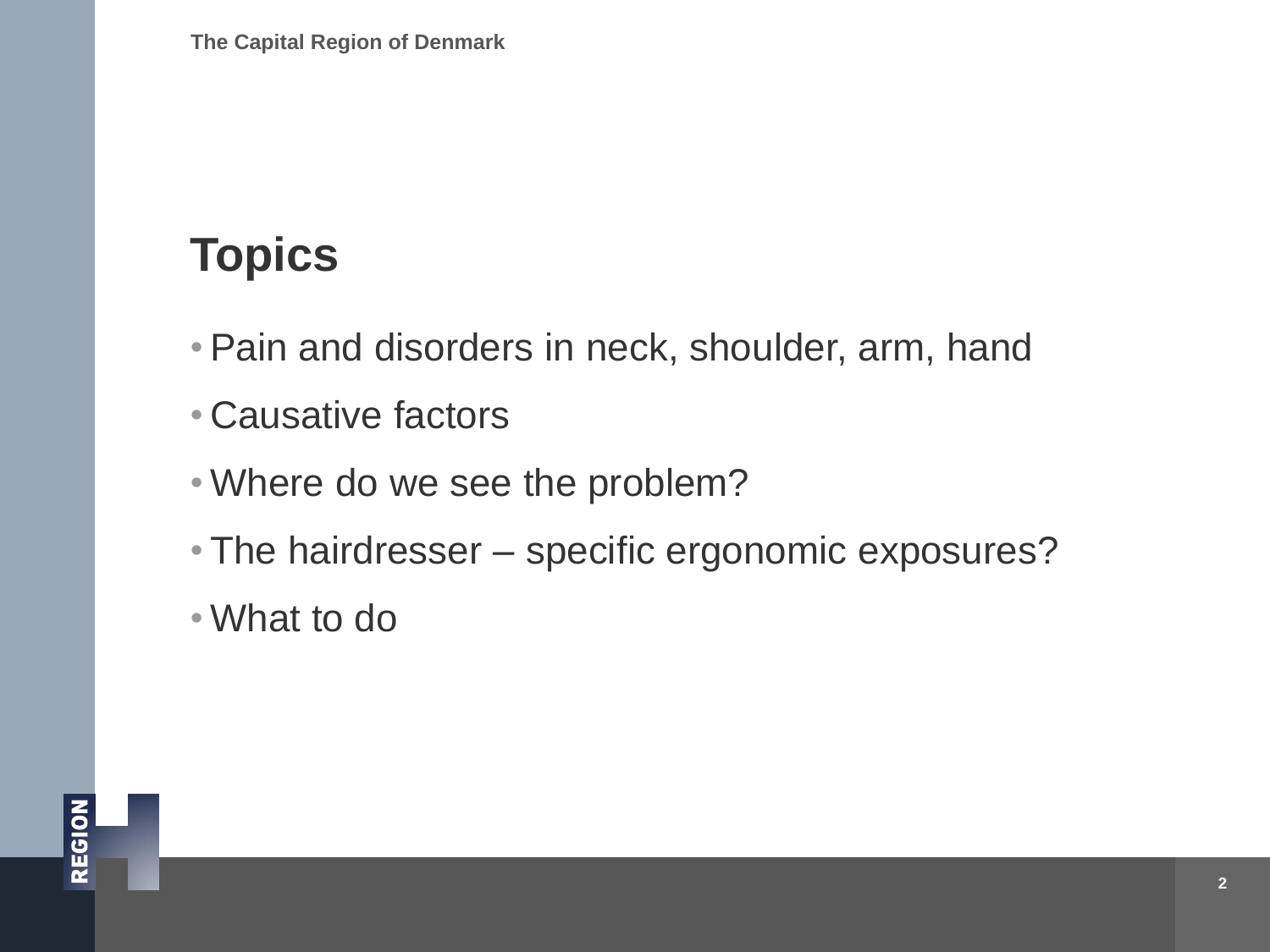# Topics

- Pain and disorders in neck, shoulder, arm, hand
- Causative factors
- Where do we see the problem?
- The hairdresser – specific ergonomic exposures?
- What to do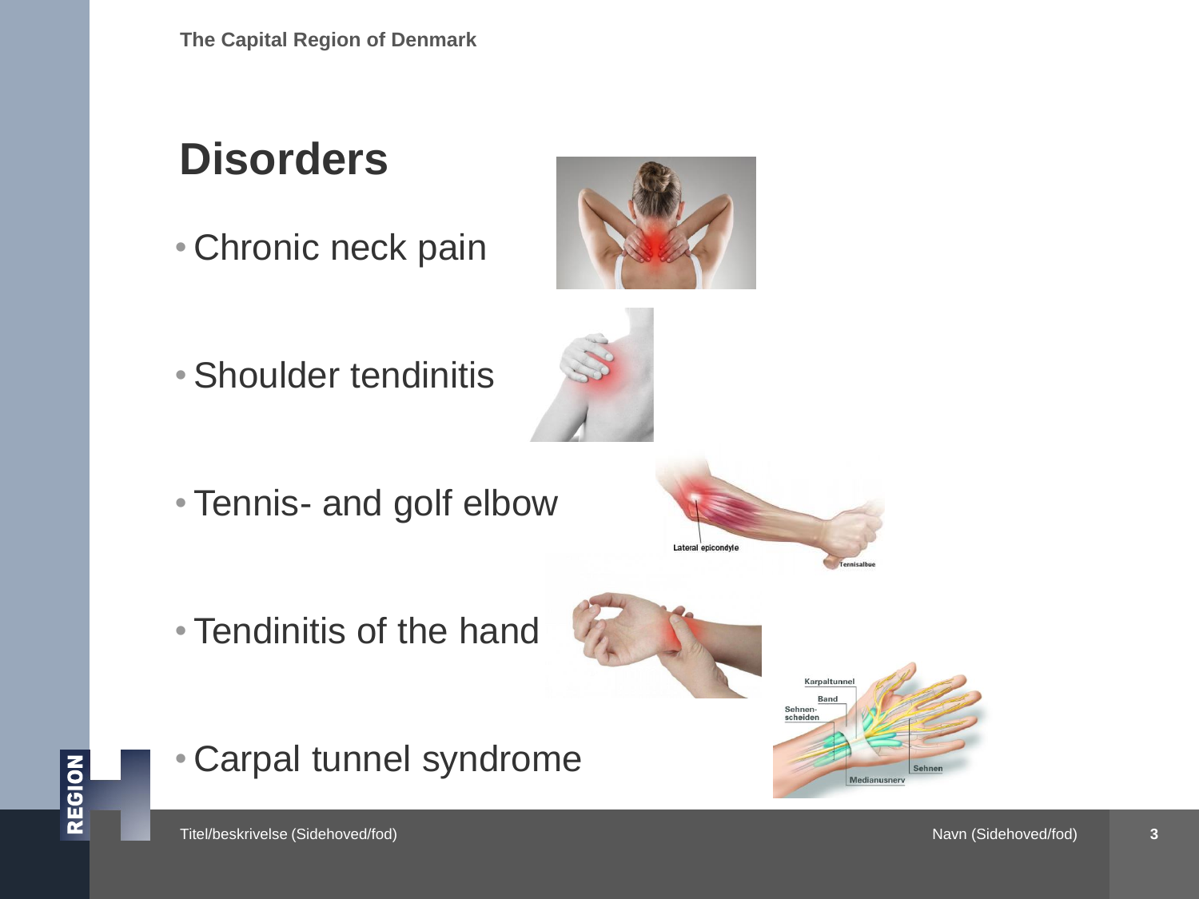# Disorders

- Chronic neck pain
- Shoulder tendinitis
- Tennis- and golf elbow
- Tendinitis of the hand
- Carpal tunnel syndrome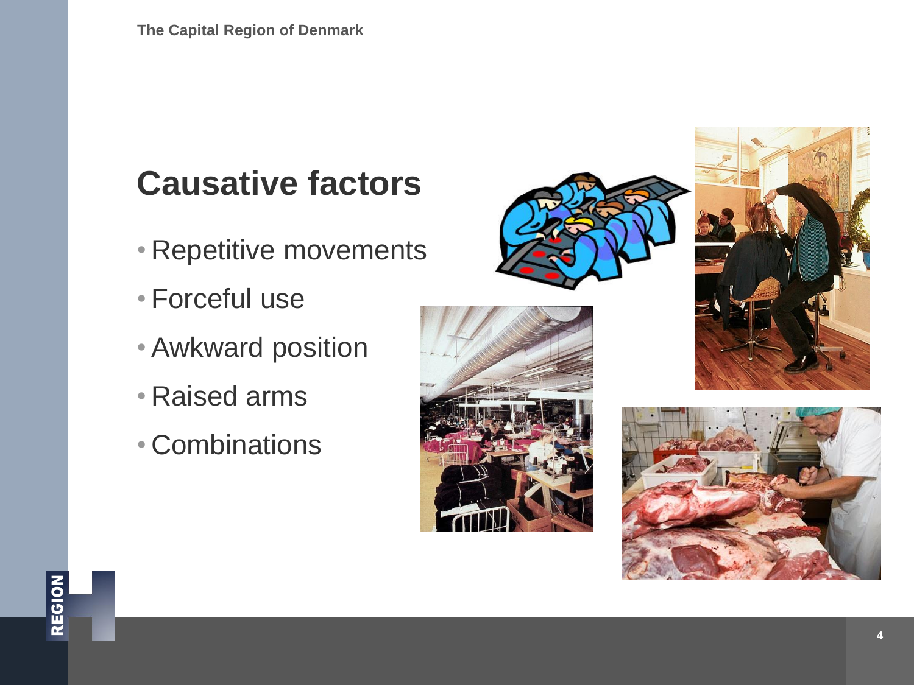# Causative factors

- Repetitive movements
- Forceful use
- Awkward position
- Raised arms
- Combinations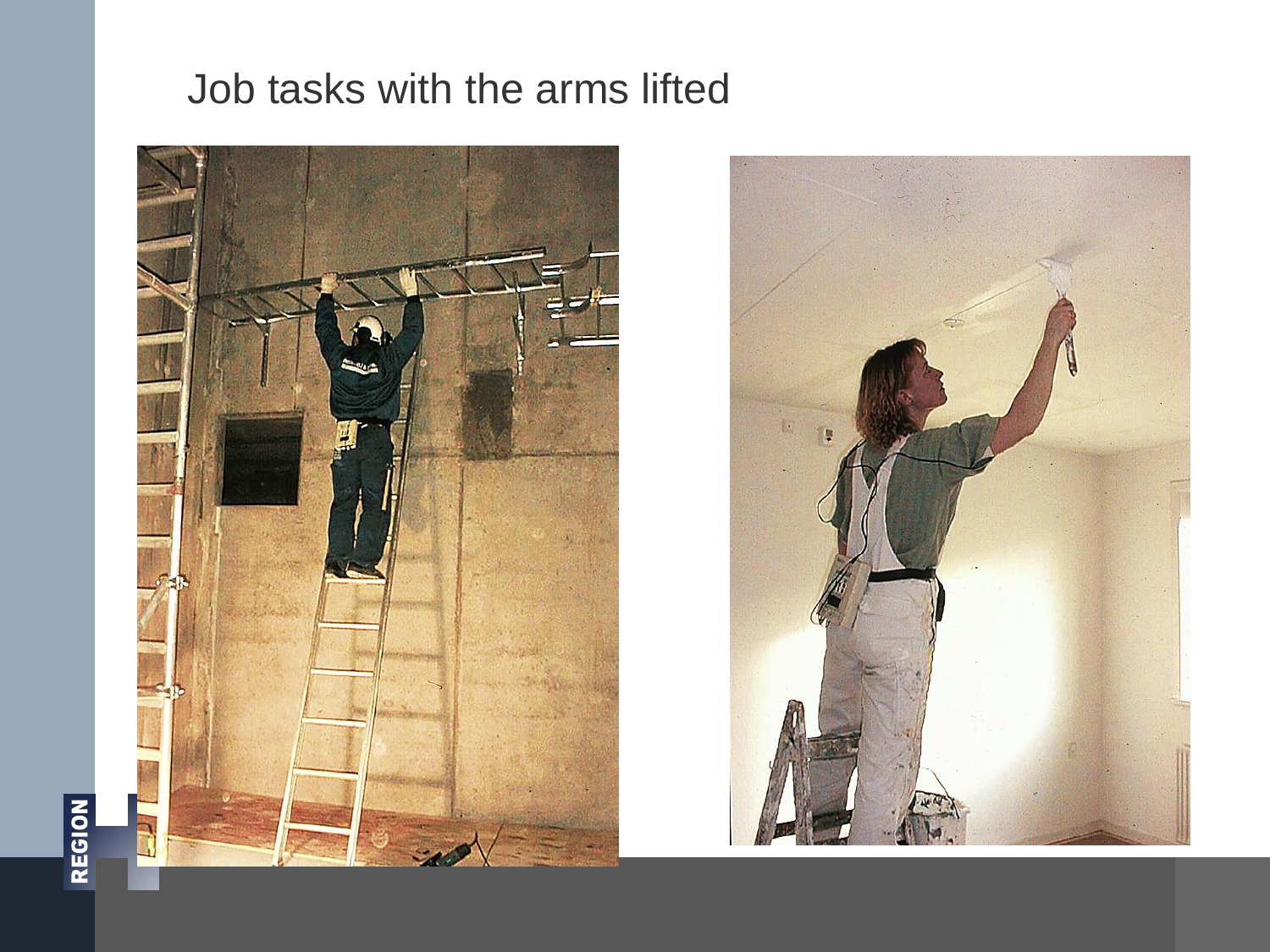# Job tasks with the arms lifted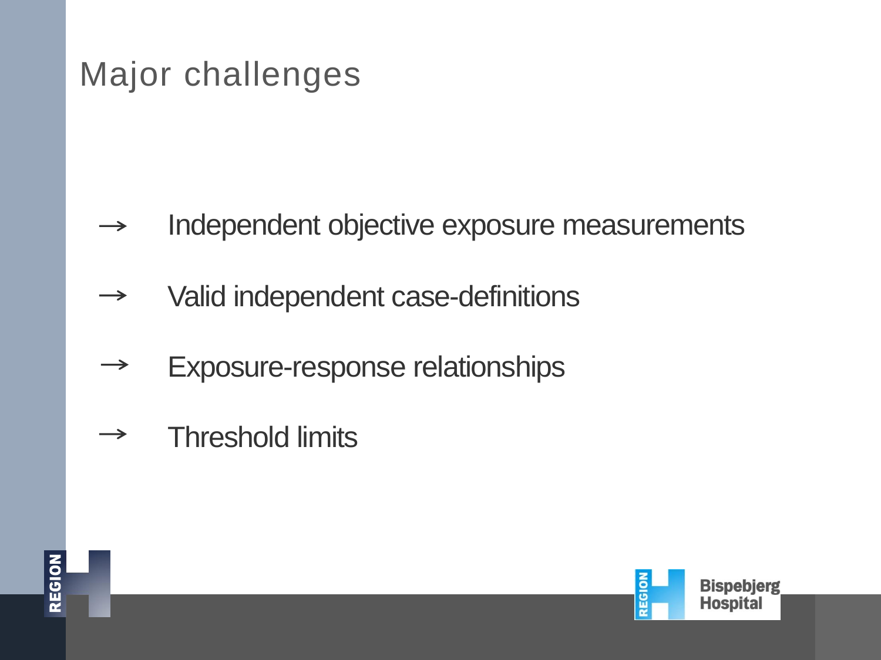# Major challenges

- → Independent objective exposure measurements
- → Valid independent case-definitions
- → Exposure-response relationships
- → Threshold limits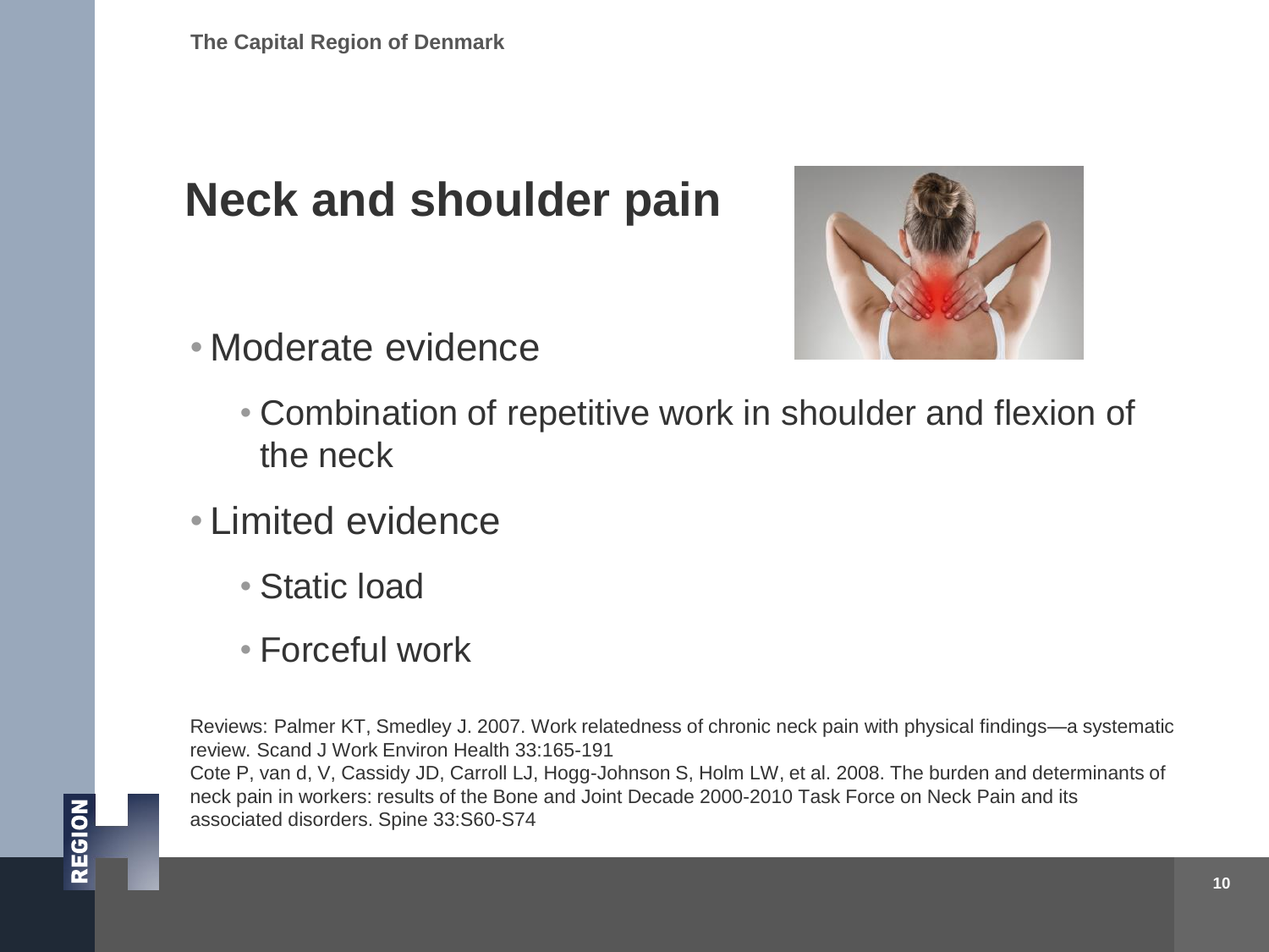# Neck and shoulder pain

- Moderate evidence
  - Combination of repetitive work in shoulder and flexion of the neck
- Limited evidence
  - Static load
  - Forceful work

Reviews: Palmer KT, Smedley J. 2007. Work relatedness of chronic neck pain with physical findings—a systematic review. Scand J Work Environ Health 33:165-191

Cote P, van d, V, Cassidy JD, Carroll LJ, Hogg-Johnson S, Holm LW, et al. 2008. The burden and determinants of neck pain in workers: results of the Bone and Joint Decade 2000-2010 Task Force on Neck Pain and its associated disorders. Spine 33:S60-S74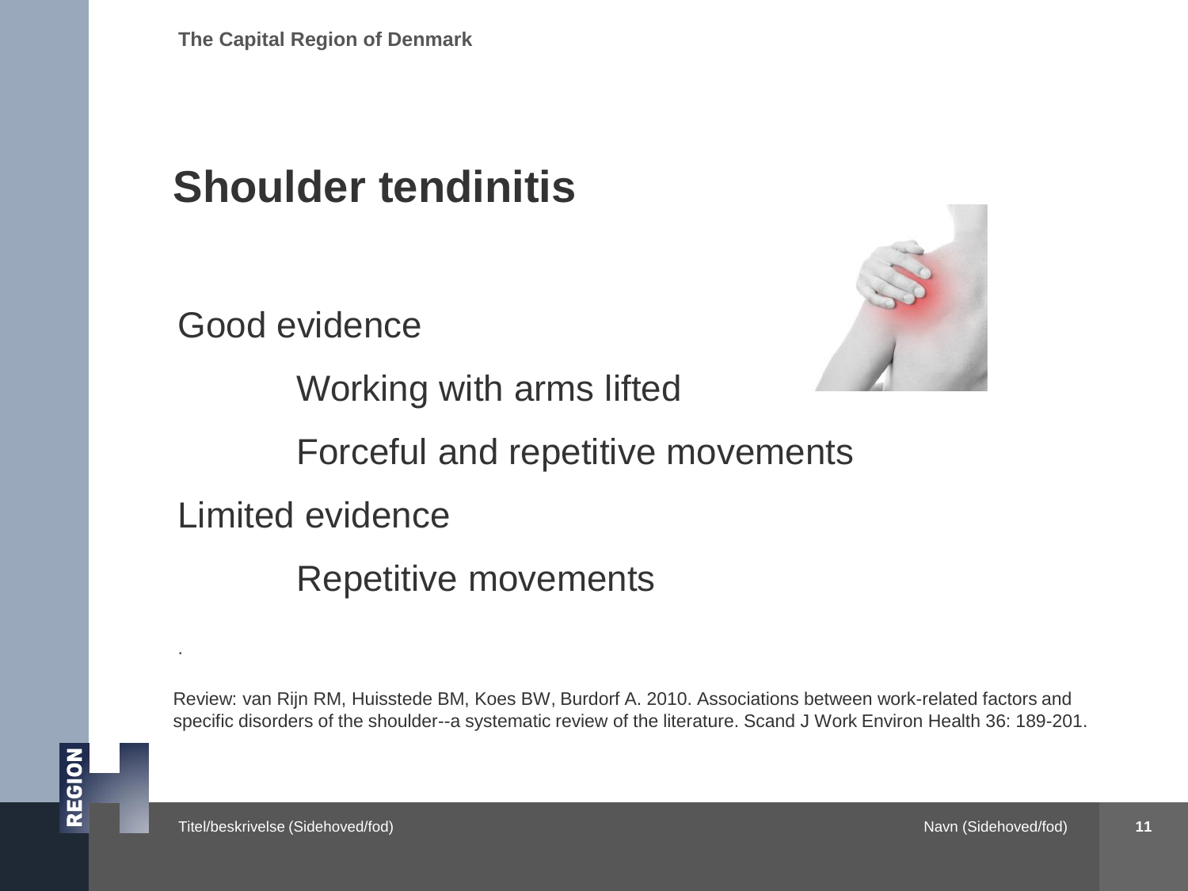# Shoulder tendinitis

Good evidence

- Working with arms lifted
- Forceful and repetitive movements

Limited evidence

- Repetitive movements

.

Review: van Rijn RM, Huisstede BM, Koes BW, Burdorf A. 2010. Associations between work-related factors and specific disorders of the shoulder--a systematic review of the literature. Scand J Work Environ Health 36: 189-201.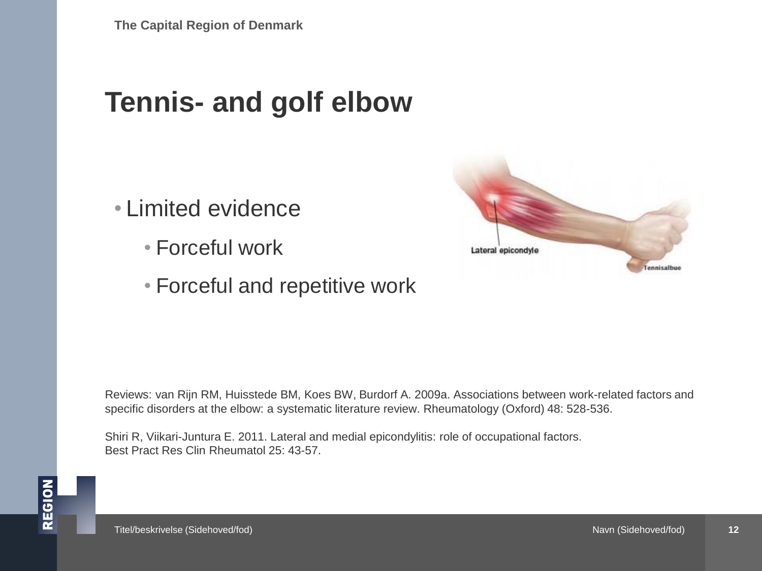# Tennis- and golf elbow

- Limited evidence
  - Forceful work
  - Forceful and repetitive work

Reviews: van Rijn RM, Huisstede BM, Koes BW, Burdorf A. 2009a. Associations between work-related factors and specific disorders at the elbow: a systematic literature review. Rheumatology (Oxford) 48: 528-536.

Shiri R, Viikari-Juntura E. 2011. Lateral and medial epicondylitis: role of occupational factors. Best Pract Res Clin Rheumatol 25: 43-57.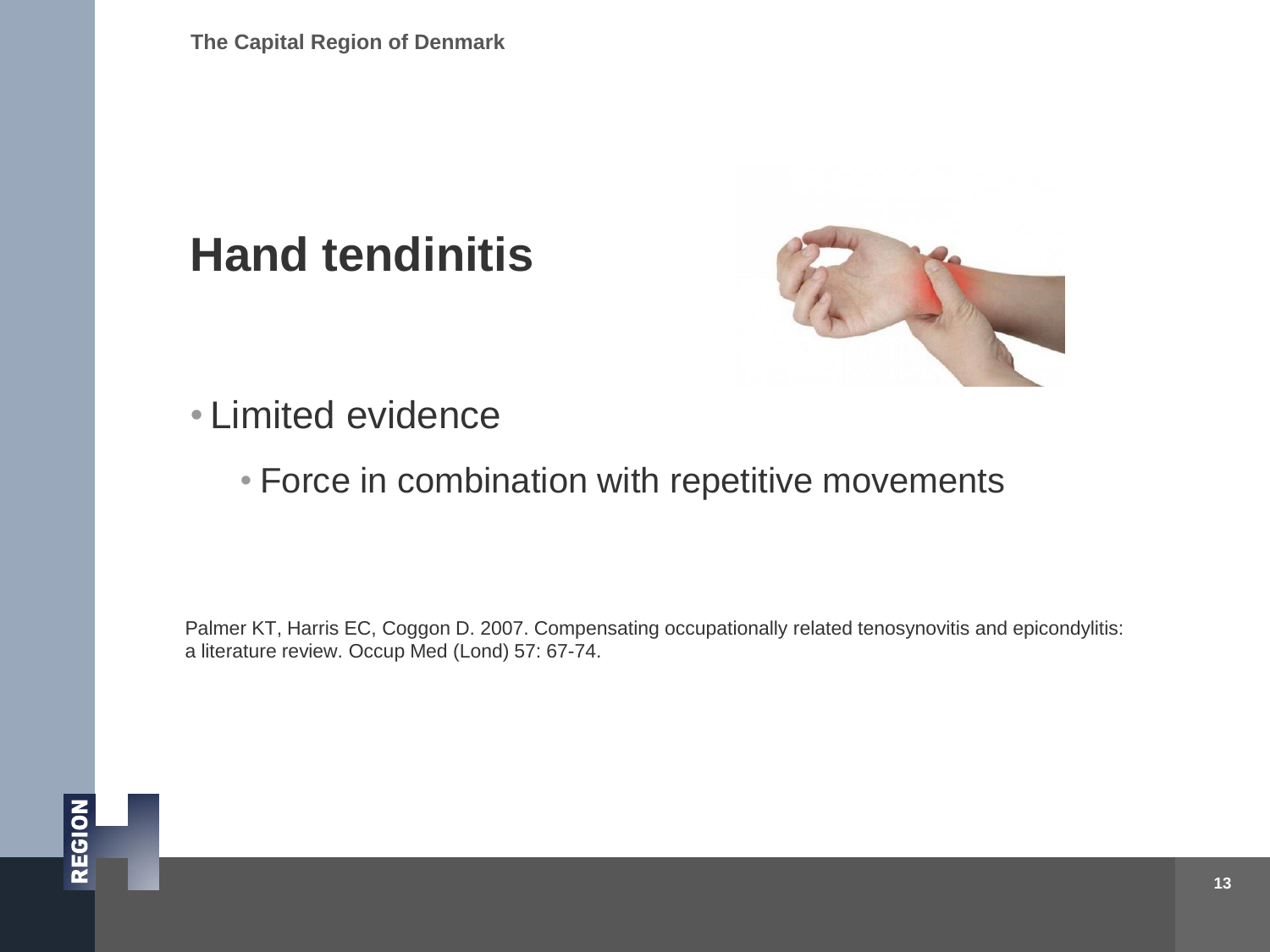# Hand tendinitis

- Limited evidence
  - Force in combination with repetitive movements

Palmer KT, Harris EC, Coggon D. 2007. Compensating occupationally related tenosynovitis and epicondylitis: a literature review. Occup Med (Lond) 57: 67-74.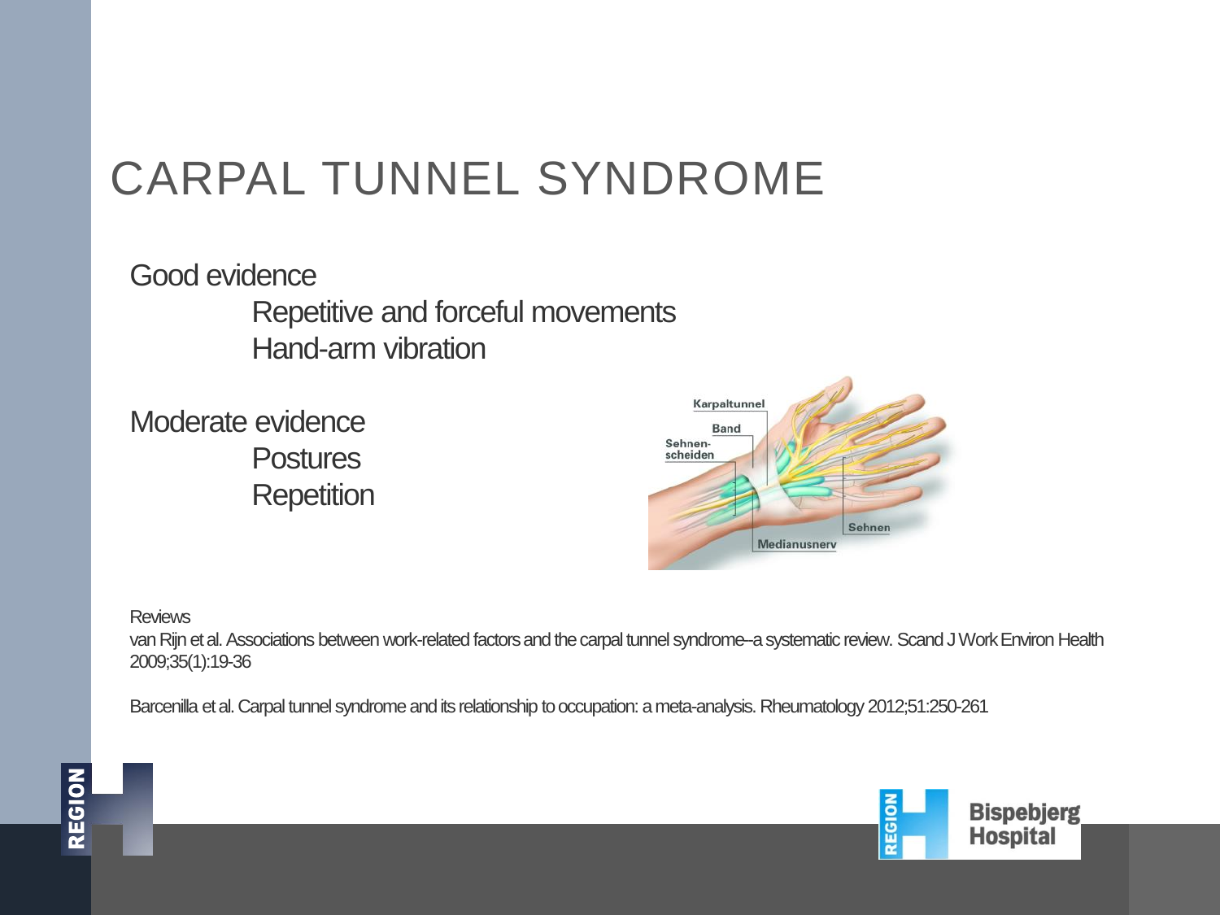# CARPAL TUNNEL SYNDROME

Good evidence

- Repetitive and forceful movements
- Hand-arm vibration

Moderate evidence

- Postures
- Repetition

Reviews

van Rijn et al. Associations between work-related factors and the carpal tunnel syndrome--a systematic review. Scand J Work Environ Health 2009;35(1):19-36

Barcenilla et al. Carpal tunnel syndrome and its relationship to occupation: a meta-analysis. Rheumatology 2012;51:250-261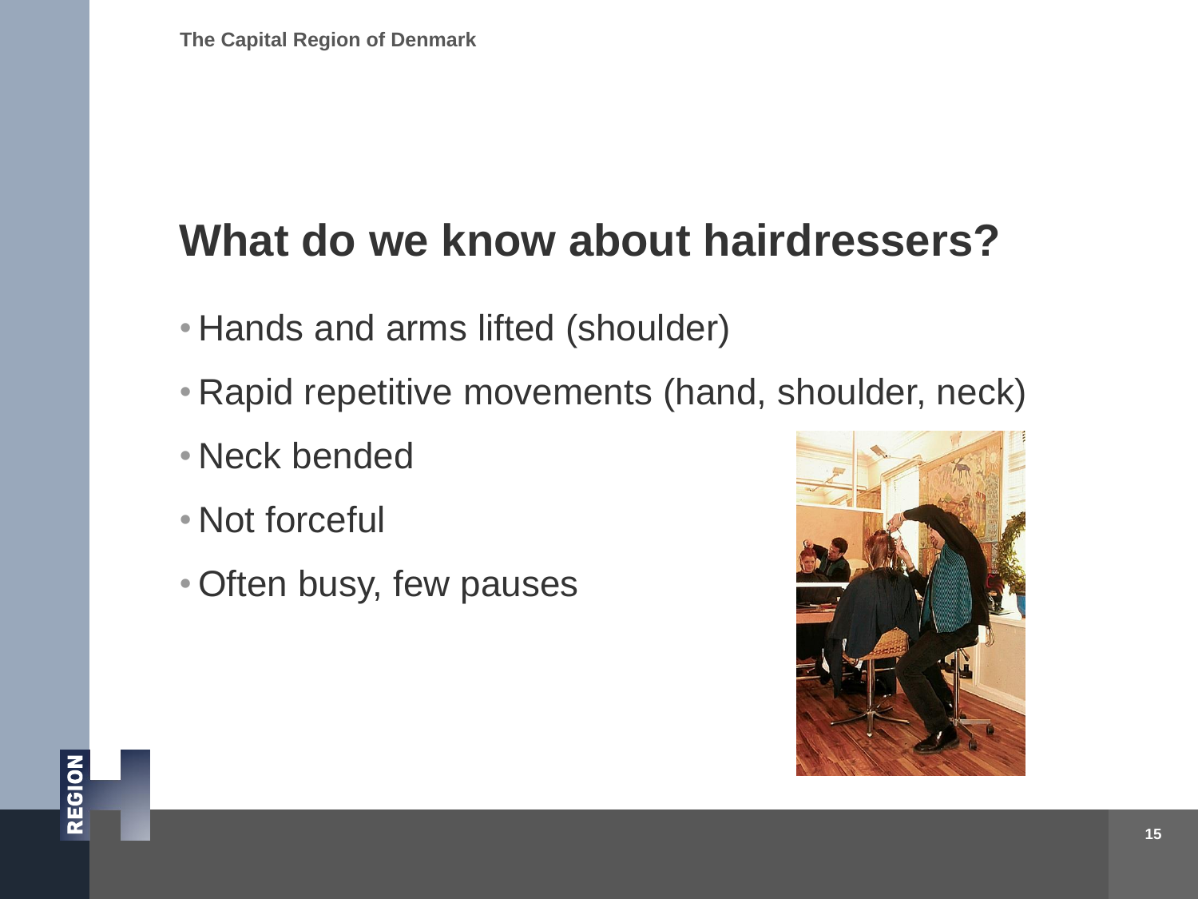# What do we know about hairdressers?

- Hands and arms lifted (shoulder)
- Rapid repetitive movements (hand, shoulder, neck)
- Neck bended
- Not forceful
- Often busy, few pauses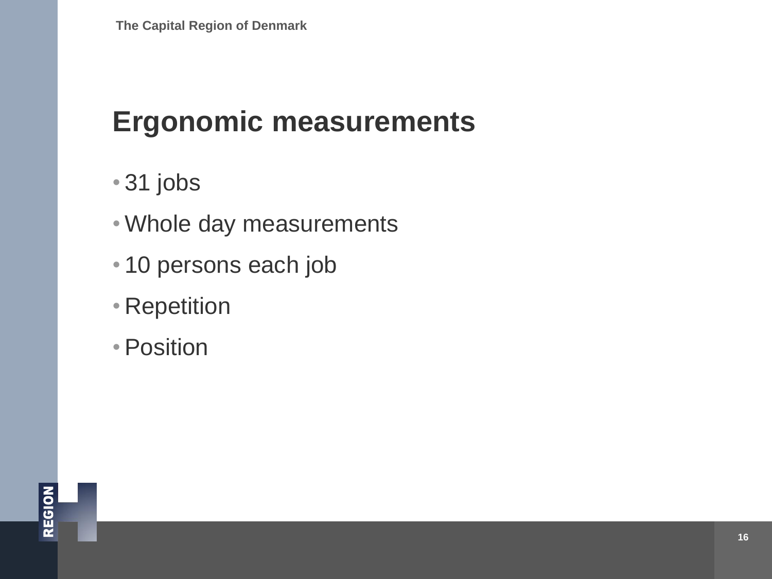# Ergonomic measurements

- 31 jobs
- Whole day measurements
- 10 persons each job
- Repetition
- Position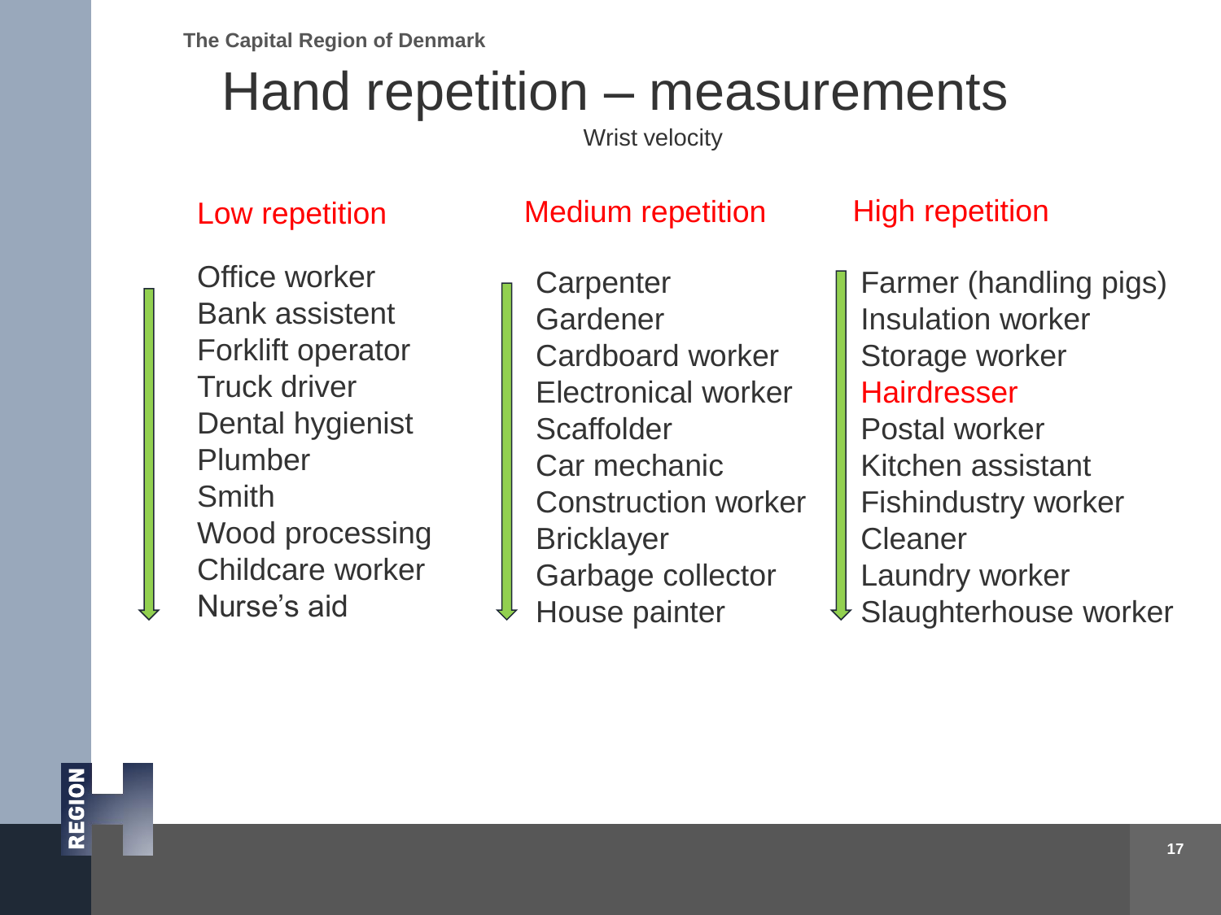# Hand repetition – measurements

Wrist velocity

| Low repetition | Medium repetition | High repetition |
| --- | --- | --- |
| Office worker | Carpenter | Farmer (handling pigs) |
| Bank assistent | Gardener | Insulation worker |
| Forklift operator | Cardboard worker | Storage worker |
| Truck driver | Electronical worker | Hairdresser |
| Dental hygienist | Scaffolder | Postal worker |
| Plumber | Car mechanic | Kitchen assistant |
| Smith | Construction worker | Fishindustry worker |
| Wood processing | Bricklayer | Cleaner |
| Childcare worker | Garbage collector | Laundry worker |
| Nurse's aid | House painter | Slaughterhouse worker |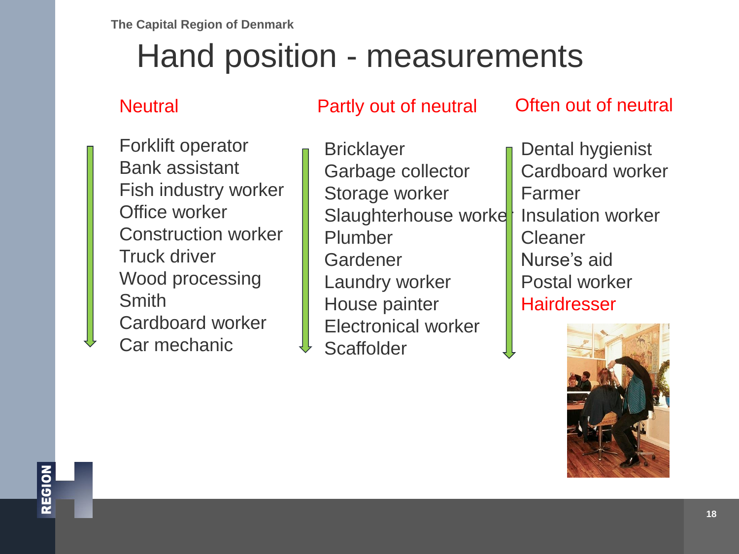# Hand position - measurements

**Neutral**

- Forklift operator
- Bank assistant
- Fish industry worker
- Office worker
- Construction worker
- Truck driver
- Wood processing
- Smith
- Cardboard worker
- Car mechanic

**Partly out of neutral**

- Bricklayer
- Garbage collector
- Storage worker
- Slaughterhouse worker
- Plumber
- Gardener
- Laundry worker
- House painter
- Electronical worker
- Scaffolder

**Often out of neutral**

- Dental hygienist
- Cardboard worker
- Farmer
- Insulation worker
- Cleaner
- Nurse's aid
- Postal worker
- Hairdresser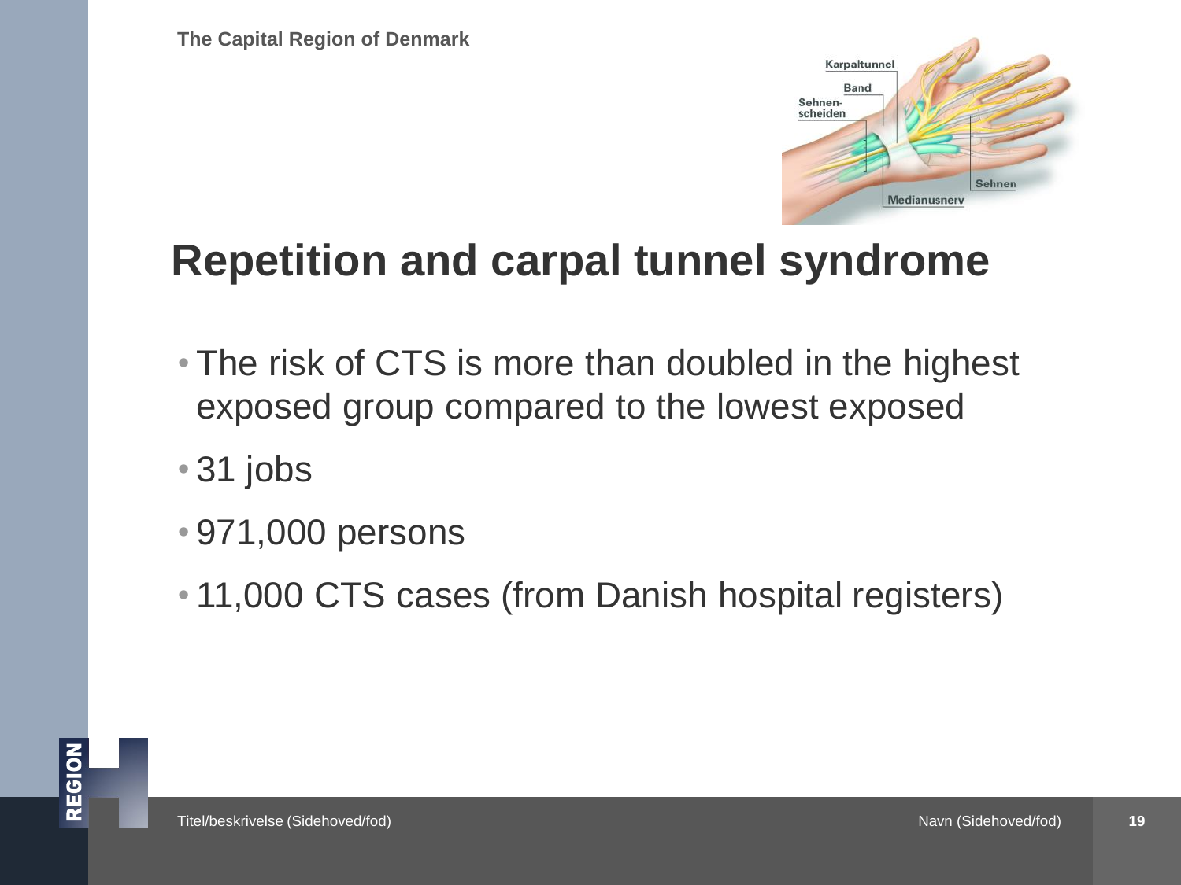## Repetition and carpal tunnel syndrome

- The risk of CTS is more than doubled in the highest exposed group compared to the lowest exposed
- 31 jobs
- 971,000 persons
- 11,000 CTS cases (from Danish hospital registers)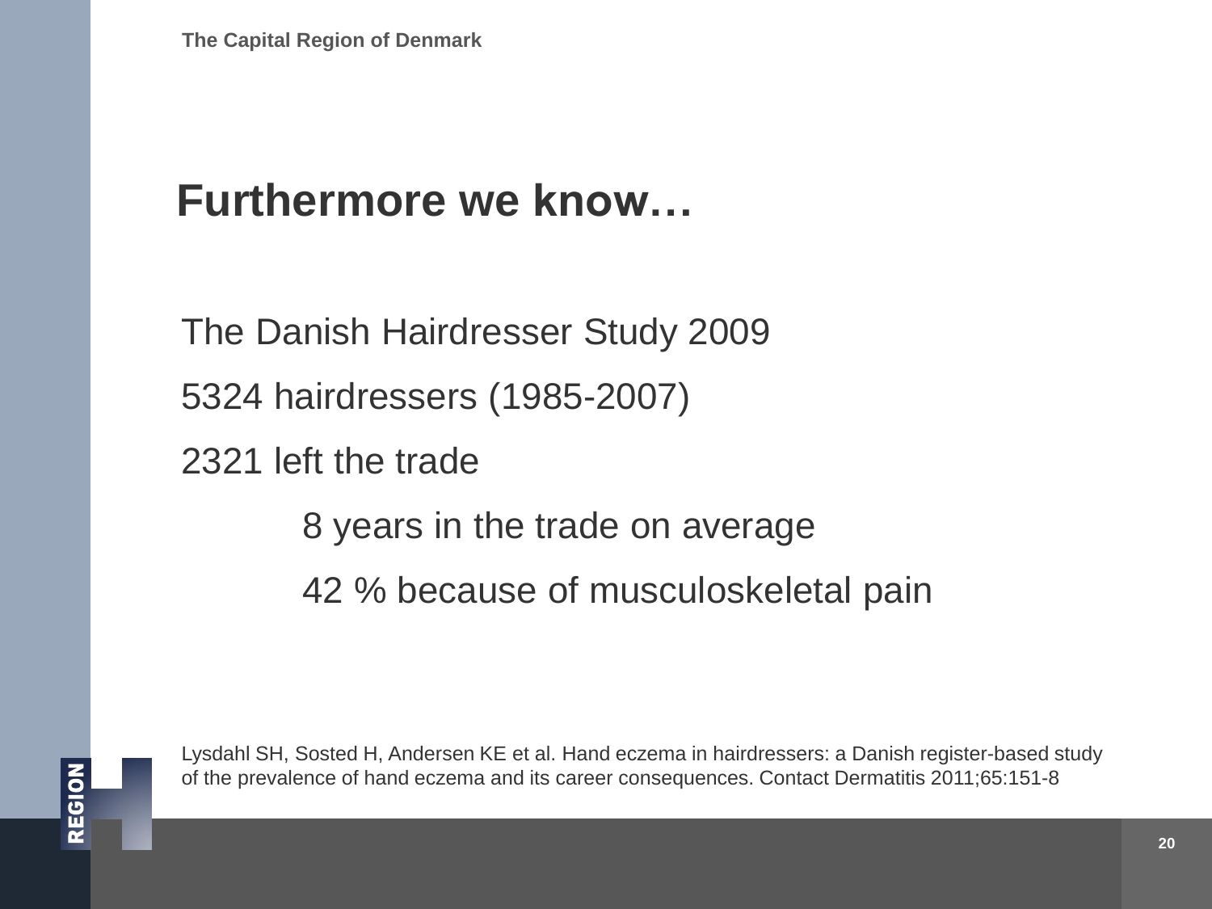# Furthermore we know…

The Danish Hairdresser Study 2009

5324 hairdressers (1985-2007)

2321 left the trade

- 8 years in the trade on average
- 42 % because of musculoskeletal pain

Lysdahl SH, Sosted H, Andersen KE et al. Hand eczema in hairdressers: a Danish register-based study of the prevalence of hand eczema and its career consequences. Contact Dermatitis 2011;65:151-8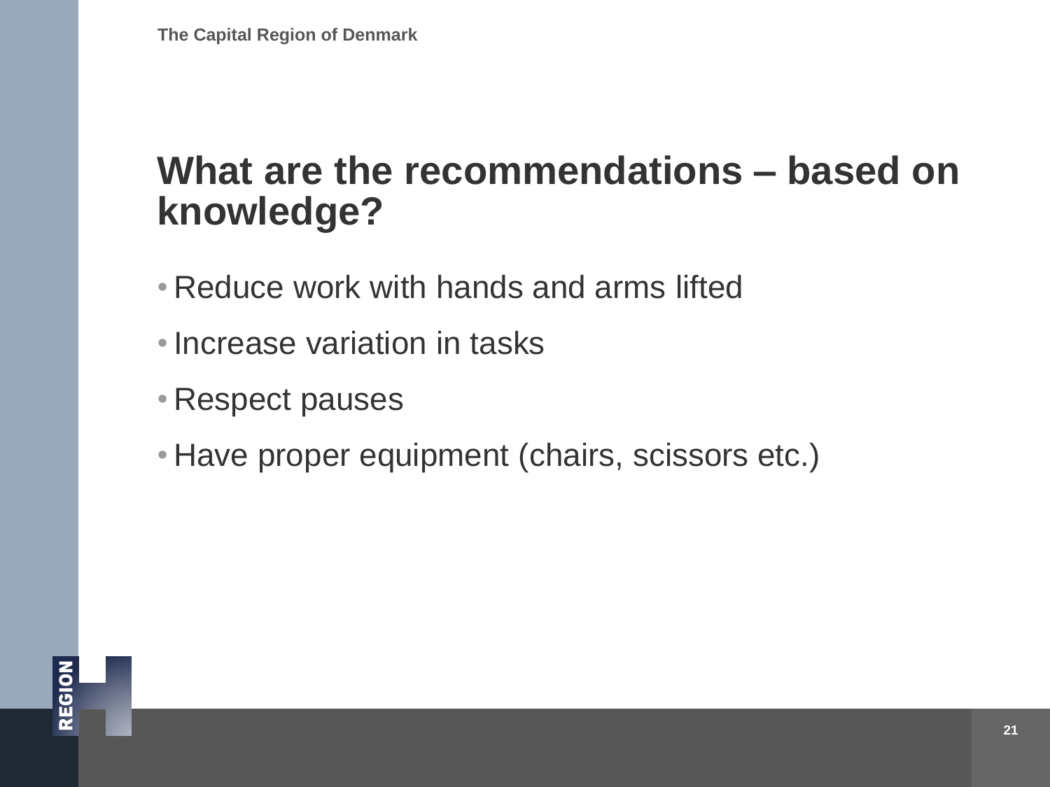# What are the recommendations – based on knowledge?

- Reduce work with hands and arms lifted
- Increase variation in tasks
- Respect pauses
- Have proper equipment (chairs, scissors etc.)